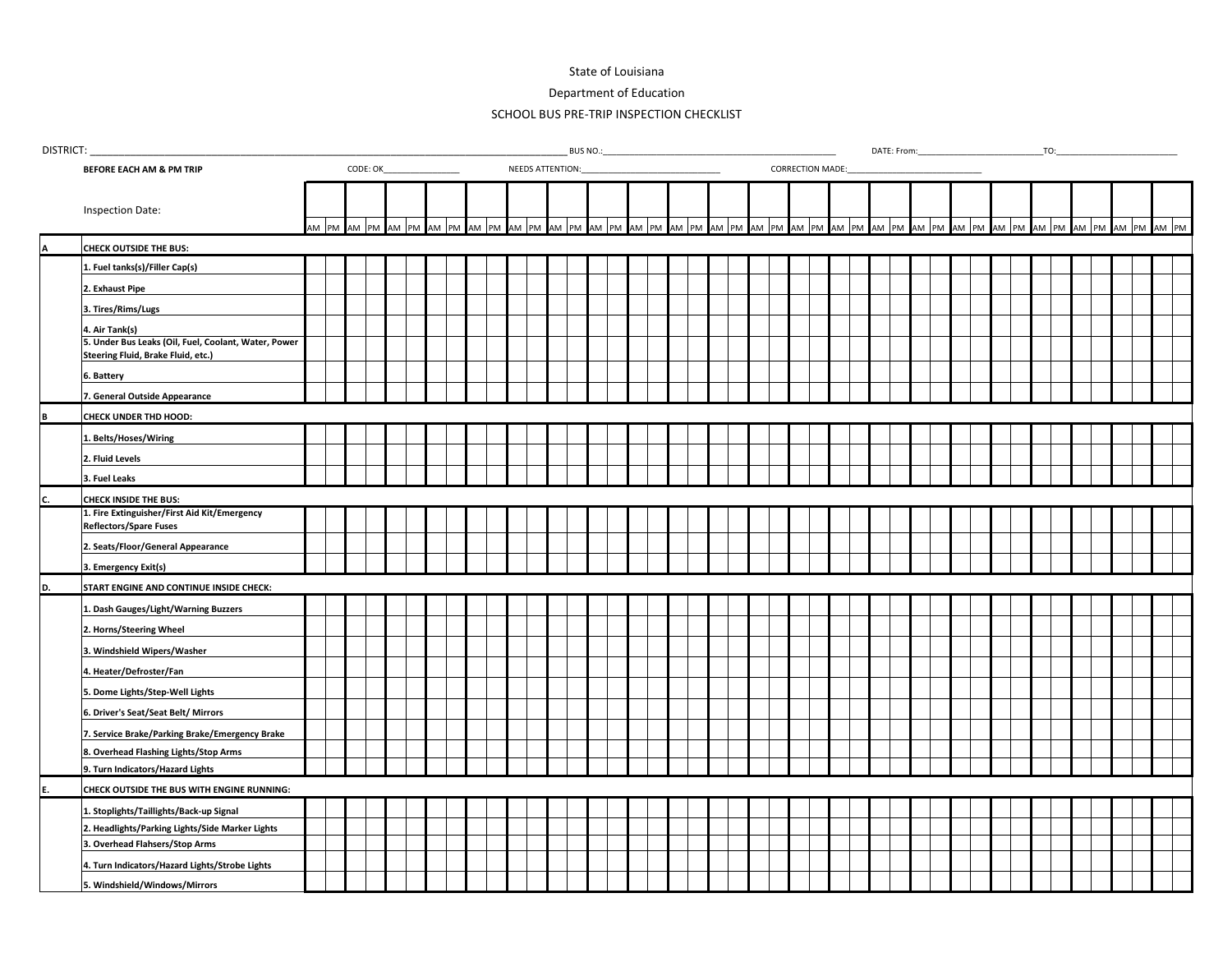State of Louisiana

Department of Education

SCHOOL BUS PRE-TRIP INSPECTION CHECKLIST

DISTRICT: ______________________________ BUS NO.: ______________________________ DATE: From: ____________________ TO: ____________________

**BEFORE EACH AM & PM TRIP** CODE: OK______________ NEEDS ATTENTION: ______________________ CORRECTION MADE: ______________________

| | Inspection Date: | | | | | | | | | | | | | | | | | | | | | | | | | | | | | | | | | | | | | | | | | | | | |
|---|---|---|---|---|---|---|---|---|---|---|---|---|---|---|---|---|---|---|---|---|---|---|---|---|---|---|---|---|---|---|---|---|---|---|---|---|---|---|---|---|---|---|---|---|---|
| | | AM | PM | AM | PM | AM | PM | AM | PM | AM | PM | AM | PM | AM | PM | AM | PM | AM | PM | AM | PM | AM | PM | AM | PM | AM | PM | AM | PM | AM | PM | AM | PM | AM | PM | AM | PM | AM | PM | AM | PM | AM | PM | AM | PM |
| A | **CHECK OUTSIDE THE BUS:** | | | | | | | | | | | | | | | | | | | | | | | | | | | | | | | | | | | | | | | | | | | | |
| | **1. Fuel tanks(s)/Filler Cap(s)** | | | | | | | | | | | | | | | | | | | | | | | | | | | | | | | | | | | | | | | | | | | | |
| | **2. Exhaust Pipe** | | | | | | | | | | | | | | | | | | | | | | | | | | | | | | | | | | | | | | | | | | | | |
| | **3. Tires/Rims/Lugs** | | | | | | | | | | | | | | | | | | | | | | | | | | | | | | | | | | | | | | | | | | | | |
| | **4. Air Tank(s)** | | | | | | | | | | | | | | | | | | | | | | | | | | | | | | | | | | | | | | | | | | | | |
| | **5. Under Bus Leaks (Oil, Fuel, Coolant, Water, Power Steering Fluid, Brake Fluid, etc.)** | | | | | | | | | | | | | | | | | | | | | | | | | | | | | | | | | | | | | | | | | | | | |
| | **6. Battery** | | | | | | | | | | | | | | | | | | | | | | | | | | | | | | | | | | | | | | | | | | | | |
| | **7. General Outside Appearance** | | | | | | | | | | | | | | | | | | | | | | | | | | | | | | | | | | | | | | | | | | | | |
| B | **CHECK UNDER THD HOOD:** | | | | | | | | | | | | | | | | | | | | | | | | | | | | | | | | | | | | | | | | | | | | |
| | **1. Belts/Hoses/Wiring** | | | | | | | | | | | | | | | | | | | | | | | | | | | | | | | | | | | | | | | | | | | | |
| | **2. Fluid Levels** | | | | | | | | | | | | | | | | | | | | | | | | | | | | | | | | | | | | | | | | | | | | |
| | **3. Fuel Leaks** | | | | | | | | | | | | | | | | | | | | | | | | | | | | | | | | | | | | | | | | | | | | |
| C. | **CHECK INSIDE THE BUS:** | | | | | | | | | | | | | | | | | | | | | | | | | | | | | | | | | | | | | | | | | | | | |
| | **1. Fire Extinguisher/First Aid Kit/Emergency Reflectors/Spare Fuses** | | | | | | | | | | | | | | | | | | | | | | | | | | | | | | | | | | | | | | | | | | | | |
| | **2. Seats/Floor/General Appearance** | | | | | | | | | | | | | | | | | | | | | | | | | | | | | | | | | | | | | | | | | | | | |
| | **3. Emergency Exit(s)** | | | | | | | | | | | | | | | | | | | | | | | | | | | | | | | | | | | | | | | | | | | | |
| D. | **START ENGINE AND CONTINUE INSIDE CHECK:** | | | | | | | | | | | | | | | | | | | | | | | | | | | | | | | | | | | | | | | | | | | | |
| | **1. Dash Gauges/Light/Warning Buzzers** | | | | | | | | | | | | | | | | | | | | | | | | | | | | | | | | | | | | | | | | | | | | |
| | **2. Horns/Steering Wheel** | | | | | | | | | | | | | | | | | | | | | | | | | | | | | | | | | | | | | | | | | | | | |
| | **3. Windshield Wipers/Washer** | | | | | | | | | | | | | | | | | | | | | | | | | | | | | | | | | | | | | | | | | | | | |
| | **4. Heater/Defroster/Fan** | | | | | | | | | | | | | | | | | | | | | | | | | | | | | | | | | | | | | | | | | | | | |
| | **5. Dome Lights/Step-Well Lights** | | | | | | | | | | | | | | | | | | | | | | | | | | | | | | | | | | | | | | | | | | | | |
| | **6. Driver's Seat/Seat Belt/ Mirrors** | | | | | | | | | | | | | | | | | | | | | | | | | | | | | | | | | | | | | | | | | | | | |
| | **7. Service Brake/Parking Brake/Emergency Brake** | | | | | | | | | | | | | | | | | | | | | | | | | | | | | | | | | | | | | | | | | | | | |
| | **8. Overhead Flashing Lights/Stop Arms** | | | | | | | | | | | | | | | | | | | | | | | | | | | | | | | | | | | | | | | | | | | | |
| | **9. Turn Indicators/Hazard Lights** | | | | | | | | | | | | | | | | | | | | | | | | | | | | | | | | | | | | | | | | | | | | |
| E. | **CHECK OUTSIDE THE BUS WITH ENGINE RUNNING:** | | | | | | | | | | | | | | | | | | | | | | | | | | | | | | | | | | | | | | | | | | | | |
| | **1. Stoplights/Taillights/Back-up Signal** | | | | | | | | | | | | | | | | | | | | | | | | | | | | | | | | | | | | | | | | | | | | |
| | **2. Headlights/Parking Lights/Side Marker Lights** | | | | | | | | | | | | | | | | | | | | | | | | | | | | | | | | | | | | | | | | | | | | |
| | **3. Overhead Flahsers/Stop Arms** | | | | | | | | | | | | | | | | | | | | | | | | | | | | | | | | | | | | | | | | | | | | |
| | **4. Turn Indicators/Hazard Lights/Strobe Lights** | | | | | | | | | | | | | | | | | | | | | | | | | | | | | | | | | | | | | | | | | | | | |
| | **5. Windshield/Windows/Mirrors** | | | | | | | | | | | | | | | | | | | | | | | | | | | | | | | | | | | | | | | | | | | | |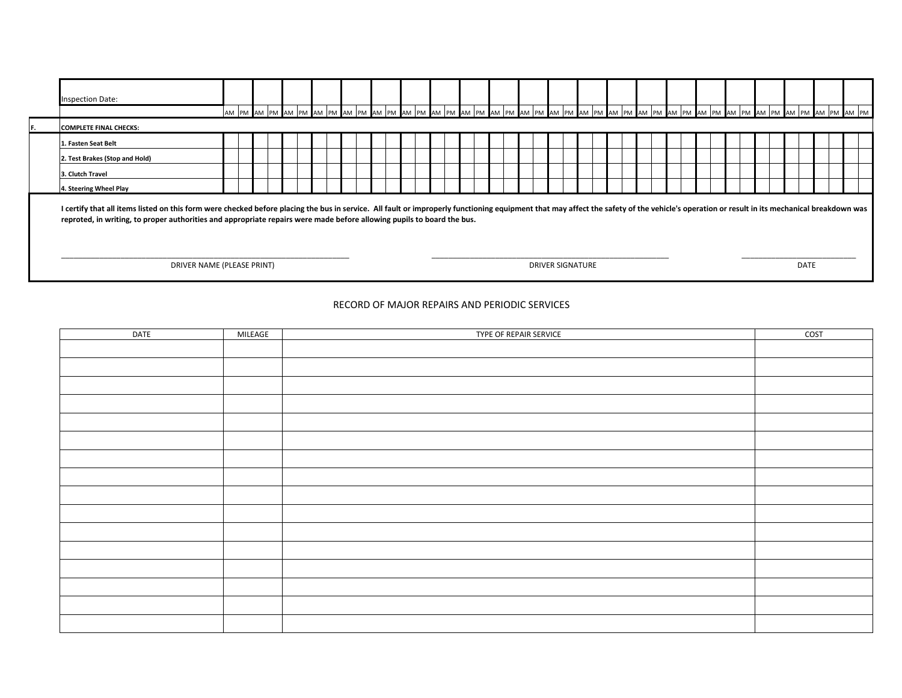| Inspection Date: | | | | | | | | | | | | | | | | | | | | | | | | | | | | | | | | | | | | | | | | | | | | |
|---|---|---|---|---|---|---|---|---|---|---|---|---|---|---|---|---|---|---|---|---|---|---|---|---|---|---|---|---|---|---|---|---|---|---|---|---|---|---|---|---|---|---|---|---|
| | AM | PM | AM | PM | AM | PM | AM | PM | AM | PM | AM | PM | AM | PM | AM | PM | AM | PM | AM | PM | AM | PM | AM | PM | AM | PM | AM | PM | AM | PM | AM | PM | AM | PM | AM | PM | AM | PM | AM | PM | AM | PM | AM | PM |
| **F. COMPLETE FINAL CHECKS:** | | | | | | | | | | | | | | | | | | | | | | | | | | | | | | | | | | | | | | | | | | | | |
| **1. Fasten Seat Belt** | | | | | | | | | | | | | | | | | | | | | | | | | | | | | | | | | | | | | | | | | | | | |
| **2. Test Brakes (Stop and Hold)** | | | | | | | | | | | | | | | | | | | | | | | | | | | | | | | | | | | | | | | | | | | | |
| **3. Clutch Travel** | | | | | | | | | | | | | | | | | | | | | | | | | | | | | | | | | | | | | | | | | | | | |
| **4. Steering Wheel Play** | | | | | | | | | | | | | | | | | | | | | | | | | | | | | | | | | | | | | | | | | | | | |

**I certify that all items listed on this form were checked before placing the bus in service. All fault or improperly functioning equipment that may affect the safety of the vehicle's operation or result in its mechanical breakdown was reproted, in writing, to proper authorities and appropriate repairs were made before allowing pupils to board the bus.**

______________________________
DRIVER NAME (PLEASE PRINT)

______________________________
DRIVER SIGNATURE

______________________________
DATE

## RECORD OF MAJOR REPAIRS AND PERIODIC SERVICES

| DATE | MILEAGE | TYPE OF REPAIR SERVICE | COST |
|---|---|---|---|
| | | | |
| | | | |
| | | | |
| | | | |
| | | | |
| | | | |
| | | | |
| | | | |
| | | | |
| | | | |
| | | | |
| | | | |
| | | | |
| | | | |
| | | | |
| | | | |